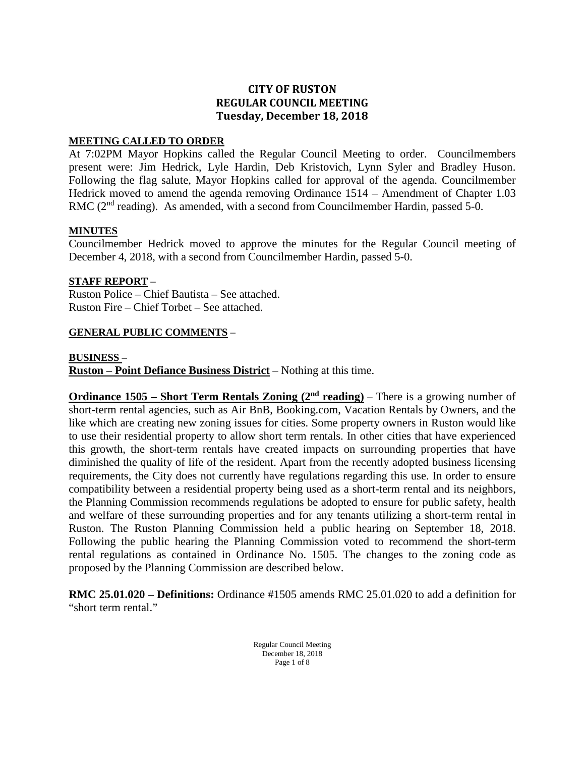# CITY OF RUSTON
## REGULAR COUNCIL MEETING
### Tuesday, December 18, 2018

**MEETING CALLED TO ORDER**

At 7:02PM Mayor Hopkins called the Regular Council Meeting to order. Councilmembers present were: Jim Hedrick, Lyle Hardin, Deb Kristovich, Lynn Syler and Bradley Huson. Following the flag salute, Mayor Hopkins called for approval of the agenda. Councilmember Hedrick moved to amend the agenda removing Ordinance 1514 – Amendment of Chapter 1.03 RMC (2nd reading). As amended, with a second from Councilmember Hardin, passed 5-0.

**MINUTES**

Councilmember Hedrick moved to approve the minutes for the Regular Council meeting of December 4, 2018, with a second from Councilmember Hardin, passed 5-0.

**STAFF REPORT** –

Ruston Police – Chief Bautista – See attached.
Ruston Fire – Chief Torbet – See attached.

**GENERAL PUBLIC COMMENTS** –

**BUSINESS** –

**Ruston – Point Defiance Business District** – Nothing at this time.

**Ordinance 1505 – Short Term Rentals Zoning (2nd reading)** – There is a growing number of short-term rental agencies, such as Air BnB, Booking.com, Vacation Rentals by Owners, and the like which are creating new zoning issues for cities. Some property owners in Ruston would like to use their residential property to allow short term rentals. In other cities that have experienced this growth, the short-term rentals have created impacts on surrounding properties that have diminished the quality of life of the resident. Apart from the recently adopted business licensing requirements, the City does not currently have regulations regarding this use. In order to ensure compatibility between a residential property being used as a short-term rental and its neighbors, the Planning Commission recommends regulations be adopted to ensure for public safety, health and welfare of these surrounding properties and for any tenants utilizing a short-term rental in Ruston. The Ruston Planning Commission held a public hearing on September 18, 2018. Following the public hearing the Planning Commission voted to recommend the short-term rental regulations as contained in Ordinance No. 1505. The changes to the zoning code as proposed by the Planning Commission are described below.

**RMC 25.01.020 – Definitions:** Ordinance #1505 amends RMC 25.01.020 to add a definition for "short term rental."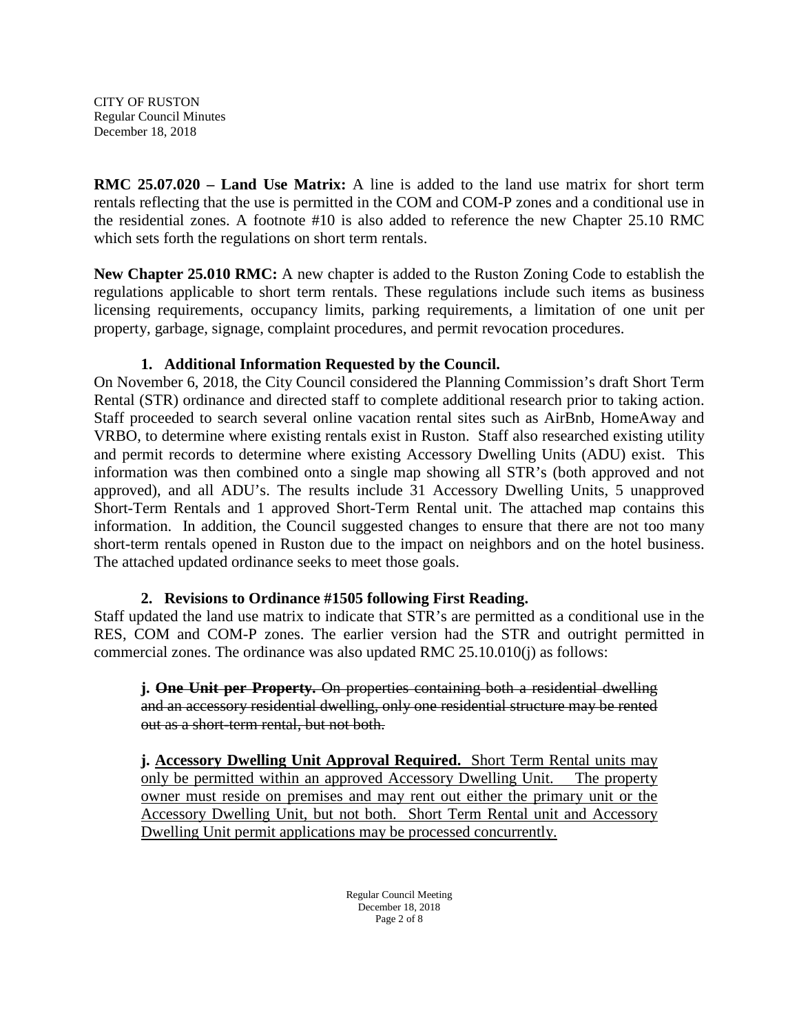**RMC 25.07.020 – Land Use Matrix:** A line is added to the land use matrix for short term rentals reflecting that the use is permitted in the COM and COM-P zones and a conditional use in the residential zones. A footnote #10 is also added to reference the new Chapter 25.10 RMC which sets forth the regulations on short term rentals.

**New Chapter 25.010 RMC:** A new chapter is added to the Ruston Zoning Code to establish the regulations applicable to short term rentals. These regulations include such items as business licensing requirements, occupancy limits, parking requirements, a limitation of one unit per property, garbage, signage, complaint procedures, and permit revocation procedures.

**1. Additional Information Requested by the Council.**

On November 6, 2018, the City Council considered the Planning Commission's draft Short Term Rental (STR) ordinance and directed staff to complete additional research prior to taking action. Staff proceeded to search several online vacation rental sites such as AirBnb, HomeAway and VRBO, to determine where existing rentals exist in Ruston. Staff also researched existing utility and permit records to determine where existing Accessory Dwelling Units (ADU) exist. This information was then combined onto a single map showing all STR's (both approved and not approved), and all ADU's. The results include 31 Accessory Dwelling Units, 5 unapproved Short-Term Rentals and 1 approved Short-Term Rental unit. The attached map contains this information. In addition, the Council suggested changes to ensure that there are not too many short-term rentals opened in Ruston due to the impact on neighbors and on the hotel business. The attached updated ordinance seeks to meet those goals.

**2. Revisions to Ordinance #1505 following First Reading.**

Staff updated the land use matrix to indicate that STR's are permitted as a conditional use in the RES, COM and COM-P zones. The earlier version had the STR and outright permitted in commercial zones. The ordinance was also updated RMC 25.10.010(j) as follows:

> **j.** ~~**One Unit per Property.** On properties containing both a residential dwelling and an accessory residential dwelling, only one residential structure may be rented out as a short-term rental, but not both.~~
>
> **j.** <u>**Accessory Dwelling Unit Approval Required.** Short Term Rental units may only be permitted within an approved Accessory Dwelling Unit. The property owner must reside on premises and may rent out either the primary unit or the Accessory Dwelling Unit, but not both. Short Term Rental unit and Accessory Dwelling Unit permit applications may be processed concurrently.</u>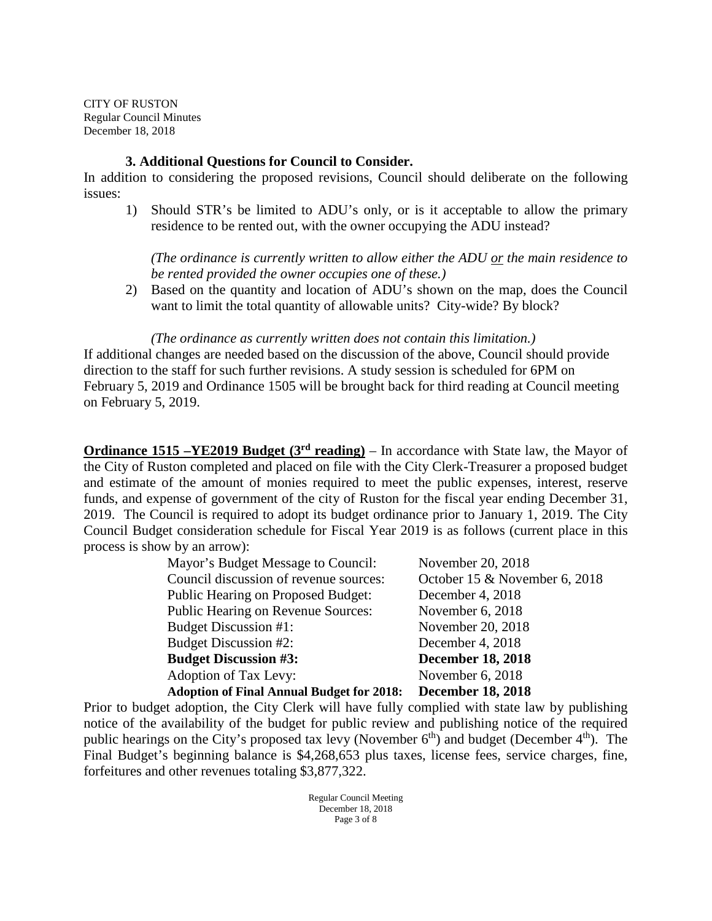### 3. Additional Questions for Council to Consider.

In addition to considering the proposed revisions, Council should deliberate on the following issues:

1) Should STR's be limited to ADU's only, or is it acceptable to allow the primary residence to be rented out, with the owner occupying the ADU instead?

   *(The ordinance is currently written to allow either the ADU or the main residence to be rented provided the owner occupies one of these.)*

2) Based on the quantity and location of ADU's shown on the map, does the Council want to limit the total quantity of allowable units? City-wide? By block?

   *(The ordinance as currently written does not contain this limitation.)*

If additional changes are needed based on the discussion of the above, Council should provide direction to the staff for such further revisions. A study session is scheduled for 6PM on February 5, 2019 and Ordinance 1505 will be brought back for third reading at Council meeting on February 5, 2019.

**Ordinance 1515 –YE2019 Budget (3rd reading)** – In accordance with State law, the Mayor of the City of Ruston completed and placed on file with the City Clerk-Treasurer a proposed budget and estimate of the amount of monies required to meet the public expenses, interest, reserve funds, and expense of government of the city of Ruston for the fiscal year ending December 31, 2019. The Council is required to adopt its budget ordinance prior to January 1, 2019. The City Council Budget consideration schedule for Fiscal Year 2019 is as follows (current place in this process is show by an arrow):

| | |
|---|---|
| Mayor's Budget Message to Council: | November 20, 2018 |
| Council discussion of revenue sources: | October 15 & November 6, 2018 |
| Public Hearing on Proposed Budget: | December 4, 2018 |
| Public Hearing on Revenue Sources: | November 6, 2018 |
| Budget Discussion #1: | November 20, 2018 |
| Budget Discussion #2: | December 4, 2018 |
| **Budget Discussion #3:** | **December 18, 2018** |
| Adoption of Tax Levy: | November 6, 2018 |
| **Adoption of Final Annual Budget for 2018:** | **December 18, 2018** |

Prior to budget adoption, the City Clerk will have fully complied with state law by publishing notice of the availability of the budget for public review and publishing notice of the required public hearings on the City's proposed tax levy (November 6th) and budget (December 4th). The Final Budget's beginning balance is $4,268,653 plus taxes, license fees, service charges, fine, forfeitures and other revenues totaling $3,877,322.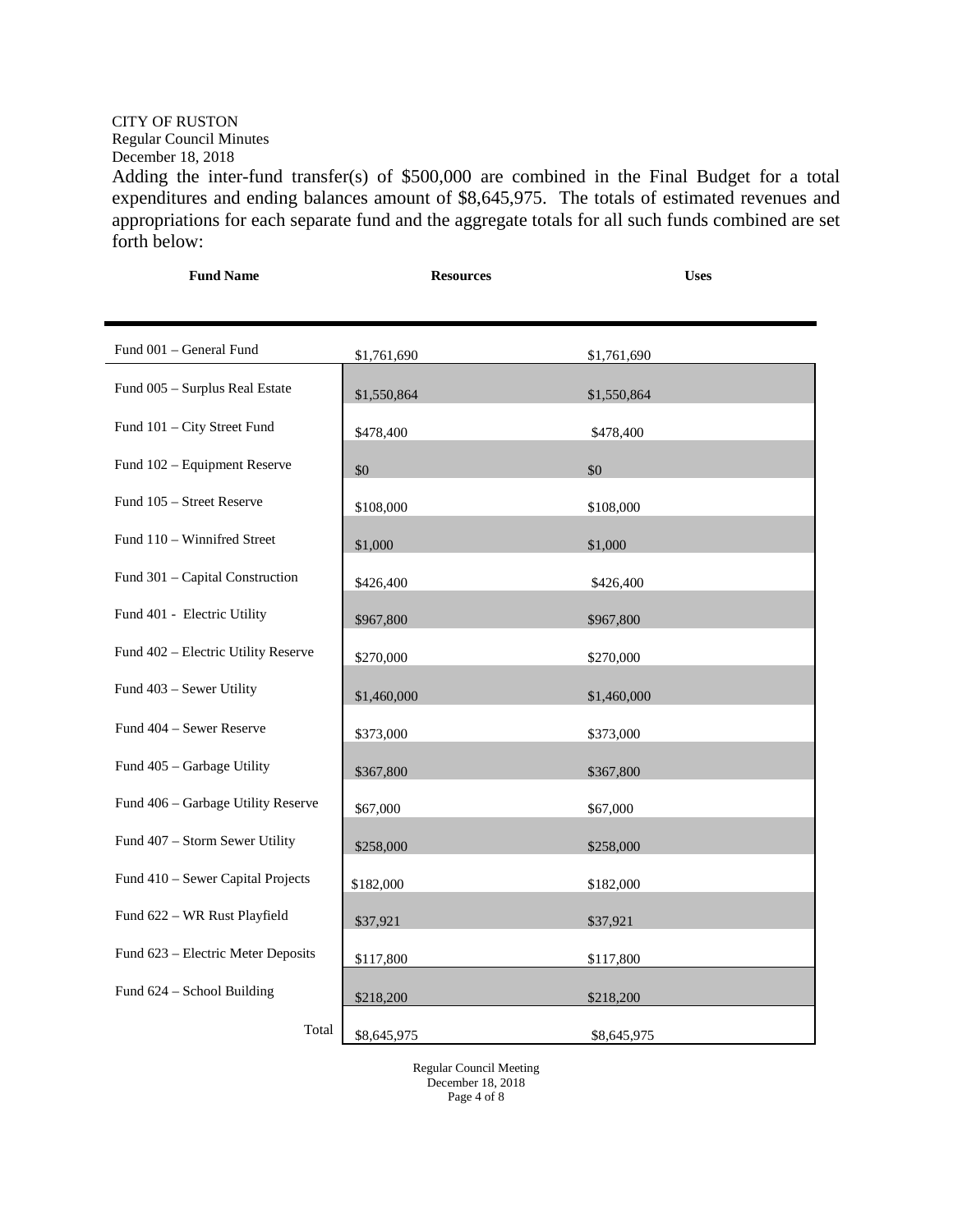Adding the inter-fund transfer(s) of $500,000 are combined in the Final Budget for a total expenditures and ending balances amount of $8,645,975. The totals of estimated revenues and appropriations for each separate fund and the aggregate totals for all such funds combined are set forth below:

| Fund Name | Resources | Uses |
|---|---|---|
| Fund 001 – General Fund | $1,761,690 | $1,761,690 |
| Fund 005 – Surplus Real Estate | $1,550,864 | $1,550,864 |
| Fund 101 – City Street Fund | $478,400 | $478,400 |
| Fund 102 – Equipment Reserve | $0 | $0 |
| Fund 105 – Street Reserve | $108,000 | $108,000 |
| Fund 110 – Winnifred Street | $1,000 | $1,000 |
| Fund 301 – Capital Construction | $426,400 | $426,400 |
| Fund 401 - Electric Utility | $967,800 | $967,800 |
| Fund 402 – Electric Utility Reserve | $270,000 | $270,000 |
| Fund 403 – Sewer Utility | $1,460,000 | $1,460,000 |
| Fund 404 – Sewer Reserve | $373,000 | $373,000 |
| Fund 405 – Garbage Utility | $367,800 | $367,800 |
| Fund 406 – Garbage Utility Reserve | $67,000 | $67,000 |
| Fund 407 – Storm Sewer Utility | $258,000 | $258,000 |
| Fund 410 – Sewer Capital Projects | $182,000 | $182,000 |
| Fund 622 – WR Rust Playfield | $37,921 | $37,921 |
| Fund 623 – Electric Meter Deposits | $117,800 | $117,800 |
| Fund 624 – School Building | $218,200 | $218,200 |
| Total | $8,645,975 | $8,645,975 |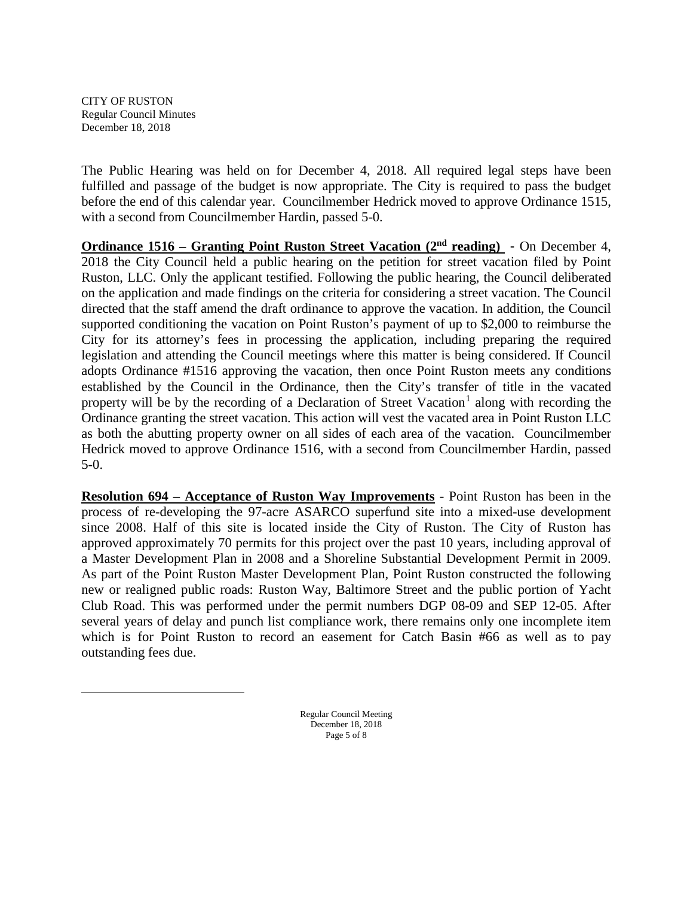The Public Hearing was held on for December 4, 2018. All required legal steps have been fulfilled and passage of the budget is now appropriate. The City is required to pass the budget before the end of this calendar year. Councilmember Hedrick moved to approve Ordinance 1515, with a second from Councilmember Hardin, passed 5-0.

**Ordinance 1516 – Granting Point Ruston Street Vacation (2nd reading)** - On December 4, 2018 the City Council held a public hearing on the petition for street vacation filed by Point Ruston, LLC. Only the applicant testified. Following the public hearing, the Council deliberated on the application and made findings on the criteria for considering a street vacation. The Council directed that the staff amend the draft ordinance to approve the vacation. In addition, the Council supported conditioning the vacation on Point Ruston's payment of up to $2,000 to reimburse the City for its attorney's fees in processing the application, including preparing the required legislation and attending the Council meetings where this matter is being considered. If Council adopts Ordinance #1516 approving the vacation, then once Point Ruston meets any conditions established by the Council in the Ordinance, then the City's transfer of title in the vacated property will be by the recording of a Declaration of Street Vacation[1] along with recording the Ordinance granting the street vacation. This action will vest the vacated area in Point Ruston LLC as both the abutting property owner on all sides of each area of the vacation. Councilmember Hedrick moved to approve Ordinance 1516, with a second from Councilmember Hardin, passed 5-0.

**Resolution 694 – Acceptance of Ruston Way Improvements** - Point Ruston has been in the process of re-developing the 97-acre ASARCO superfund site into a mixed-use development since 2008. Half of this site is located inside the City of Ruston. The City of Ruston has approved approximately 70 permits for this project over the past 10 years, including approval of a Master Development Plan in 2008 and a Shoreline Substantial Development Permit in 2009. As part of the Point Ruston Master Development Plan, Point Ruston constructed the following new or realigned public roads: Ruston Way, Baltimore Street and the public portion of Yacht Club Road. This was performed under the permit numbers DGP 08-09 and SEP 12-05. After several years of delay and punch list compliance work, there remains only one incomplete item which is for Point Ruston to record an easement for Catch Basin #66 as well as to pay outstanding fees due.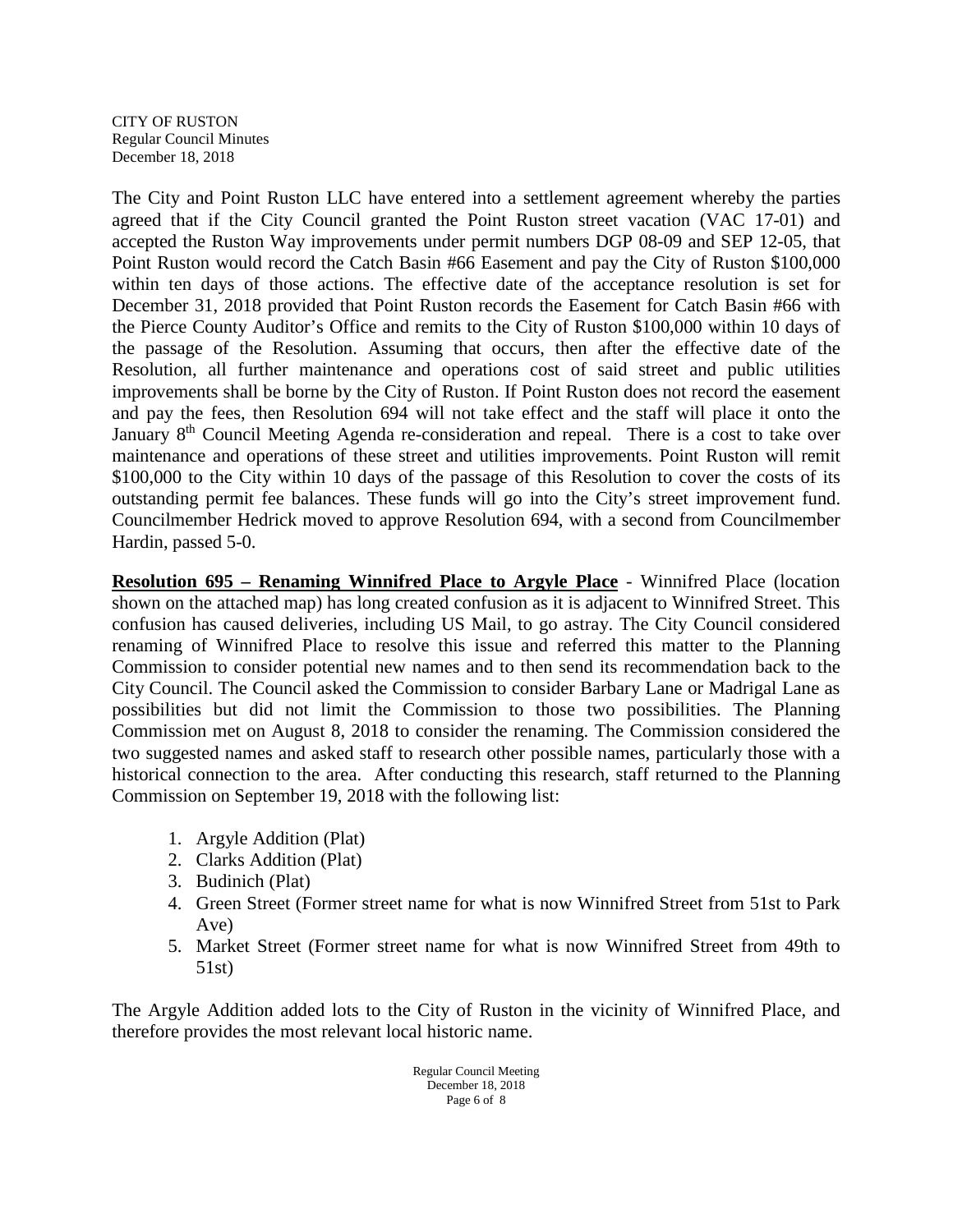The City and Point Ruston LLC have entered into a settlement agreement whereby the parties agreed that if the City Council granted the Point Ruston street vacation (VAC 17-01) and accepted the Ruston Way improvements under permit numbers DGP 08-09 and SEP 12-05, that Point Ruston would record the Catch Basin #66 Easement and pay the City of Ruston $100,000 within ten days of those actions. The effective date of the acceptance resolution is set for December 31, 2018 provided that Point Ruston records the Easement for Catch Basin #66 with the Pierce County Auditor's Office and remits to the City of Ruston $100,000 within 10 days of the passage of the Resolution. Assuming that occurs, then after the effective date of the Resolution, all further maintenance and operations cost of said street and public utilities improvements shall be borne by the City of Ruston. If Point Ruston does not record the easement and pay the fees, then Resolution 694 will not take effect and the staff will place it onto the January 8th Council Meeting Agenda re-consideration and repeal. There is a cost to take over maintenance and operations of these street and utilities improvements. Point Ruston will remit $100,000 to the City within 10 days of the passage of this Resolution to cover the costs of its outstanding permit fee balances. These funds will go into the City's street improvement fund. Councilmember Hedrick moved to approve Resolution 694, with a second from Councilmember Hardin, passed 5-0.

**Resolution 695 – Renaming Winnifred Place to Argyle Place** - Winnifred Place (location shown on the attached map) has long created confusion as it is adjacent to Winnifred Street. This confusion has caused deliveries, including US Mail, to go astray. The City Council considered renaming of Winnifred Place to resolve this issue and referred this matter to the Planning Commission to consider potential new names and to then send its recommendation back to the City Council. The Council asked the Commission to consider Barbary Lane or Madrigal Lane as possibilities but did not limit the Commission to those two possibilities. The Planning Commission met on August 8, 2018 to consider the renaming. The Commission considered the two suggested names and asked staff to research other possible names, particularly those with a historical connection to the area. After conducting this research, staff returned to the Planning Commission on September 19, 2018 with the following list:

1. Argyle Addition (Plat)
2. Clarks Addition (Plat)
3. Budinich (Plat)
4. Green Street (Former street name for what is now Winnifred Street from 51st to Park Ave)
5. Market Street (Former street name for what is now Winnifred Street from 49th to 51st)

The Argyle Addition added lots to the City of Ruston in the vicinity of Winnifred Place, and therefore provides the most relevant local historic name.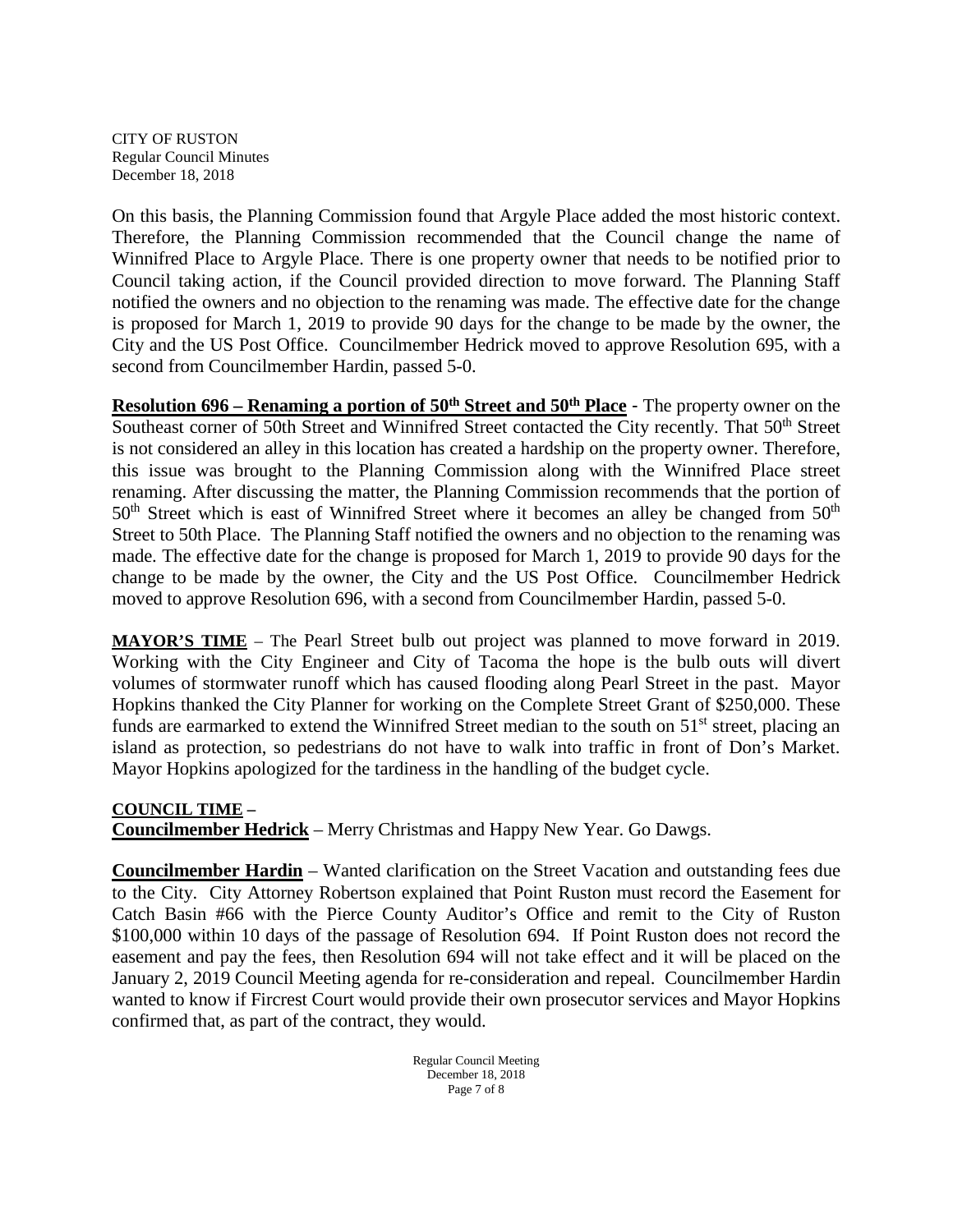On this basis, the Planning Commission found that Argyle Place added the most historic context. Therefore, the Planning Commission recommended that the Council change the name of Winnifred Place to Argyle Place. There is one property owner that needs to be notified prior to Council taking action, if the Council provided direction to move forward. The Planning Staff notified the owners and no objection to the renaming was made. The effective date for the change is proposed for March 1, 2019 to provide 90 days for the change to be made by the owner, the City and the US Post Office. Councilmember Hedrick moved to approve Resolution 695, with a second from Councilmember Hardin, passed 5-0.

**Resolution 696 – Renaming a portion of 50th Street and 50th Place** - The property owner on the Southeast corner of 50th Street and Winnifred Street contacted the City recently. That 50th Street is not considered an alley in this location has created a hardship on the property owner. Therefore, this issue was brought to the Planning Commission along with the Winnifred Place street renaming. After discussing the matter, the Planning Commission recommends that the portion of 50th Street which is east of Winnifred Street where it becomes an alley be changed from 50th Street to 50th Place. The Planning Staff notified the owners and no objection to the renaming was made. The effective date for the change is proposed for March 1, 2019 to provide 90 days for the change to be made by the owner, the City and the US Post Office. Councilmember Hedrick moved to approve Resolution 696, with a second from Councilmember Hardin, passed 5-0.

**MAYOR'S TIME** – The Pearl Street bulb out project was planned to move forward in 2019. Working with the City Engineer and City of Tacoma the hope is the bulb outs will divert volumes of stormwater runoff which has caused flooding along Pearl Street in the past. Mayor Hopkins thanked the City Planner for working on the Complete Street Grant of $250,000. These funds are earmarked to extend the Winnifred Street median to the south on 51st street, placing an island as protection, so pedestrians do not have to walk into traffic in front of Don's Market. Mayor Hopkins apologized for the tardiness in the handling of the budget cycle.

**COUNCIL TIME –**

**Councilmember Hedrick** – Merry Christmas and Happy New Year. Go Dawgs.

**Councilmember Hardin** – Wanted clarification on the Street Vacation and outstanding fees due to the City. City Attorney Robertson explained that Point Ruston must record the Easement for Catch Basin #66 with the Pierce County Auditor's Office and remit to the City of Ruston $100,000 within 10 days of the passage of Resolution 694. If Point Ruston does not record the easement and pay the fees, then Resolution 694 will not take effect and it will be placed on the January 2, 2019 Council Meeting agenda for re-consideration and repeal. Councilmember Hardin wanted to know if Fircrest Court would provide their own prosecutor services and Mayor Hopkins confirmed that, as part of the contract, they would.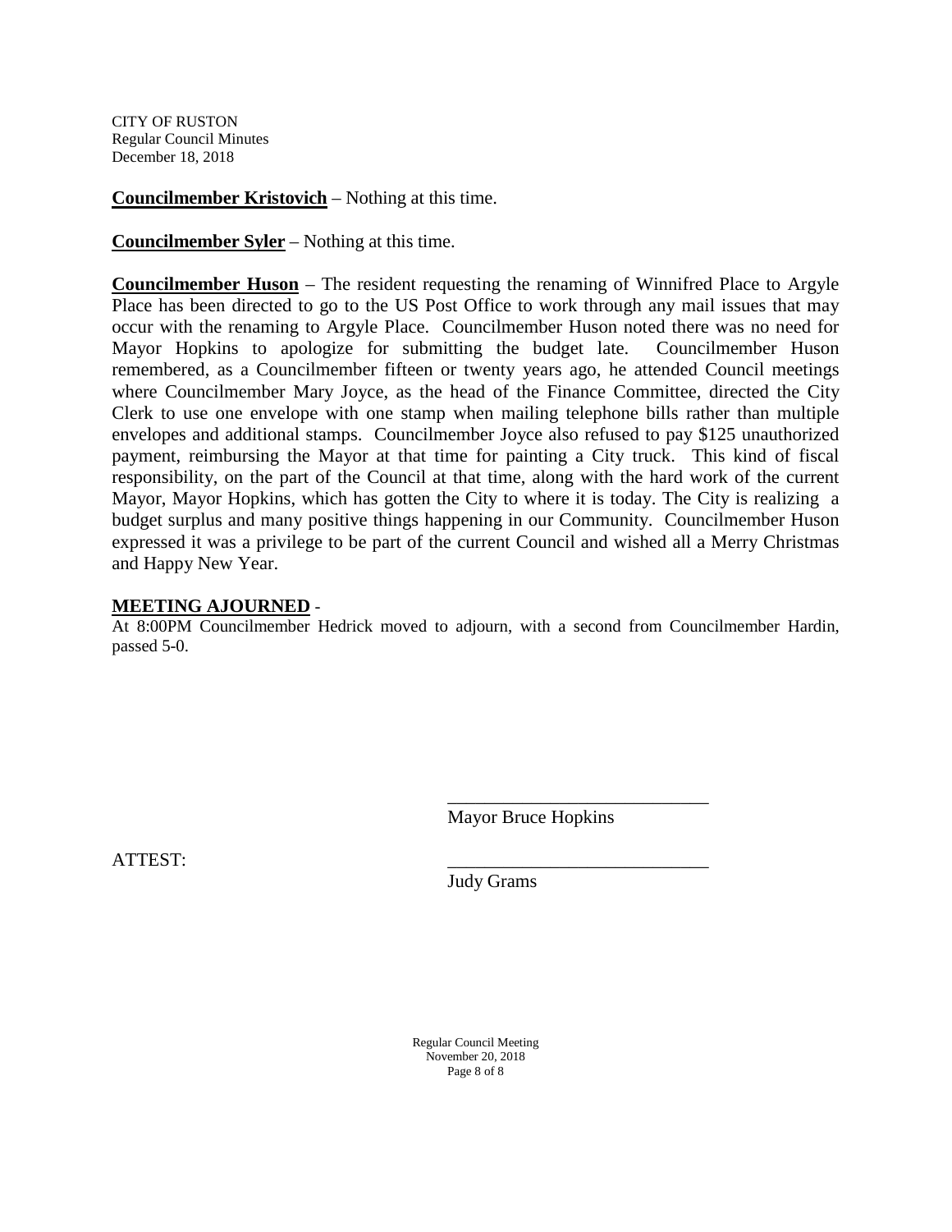**Councilmember Kristovich** – Nothing at this time.

**Councilmember Syler** – Nothing at this time.

**Councilmember Huson** – The resident requesting the renaming of Winnifred Place to Argyle Place has been directed to go to the US Post Office to work through any mail issues that may occur with the renaming to Argyle Place. Councilmember Huson noted there was no need for Mayor Hopkins to apologize for submitting the budget late. Councilmember Huson remembered, as a Councilmember fifteen or twenty years ago, he attended Council meetings where Councilmember Mary Joyce, as the head of the Finance Committee, directed the City Clerk to use one envelope with one stamp when mailing telephone bills rather than multiple envelopes and additional stamps. Councilmember Joyce also refused to pay $125 unauthorized payment, reimbursing the Mayor at that time for painting a City truck. This kind of fiscal responsibility, on the part of the Council at that time, along with the hard work of the current Mayor, Mayor Hopkins, which has gotten the City to where it is today. The City is realizing a budget surplus and many positive things happening in our Community. Councilmember Huson expressed it was a privilege to be part of the current Council and wished all a Merry Christmas and Happy New Year.

**MEETING AJOURNED** -

At 8:00PM Councilmember Hedrick moved to adjourn, with a second from Councilmember Hardin, passed 5-0.

\_\_\_\_\_\_\_\_\_\_\_\_\_\_\_\_\_\_\_\_\_\_\_\_\_\_\_\_

Mayor Bruce Hopkins

ATTEST: \_\_\_\_\_\_\_\_\_\_\_\_\_\_\_\_\_\_\_\_\_\_\_\_\_\_\_\_

Judy Grams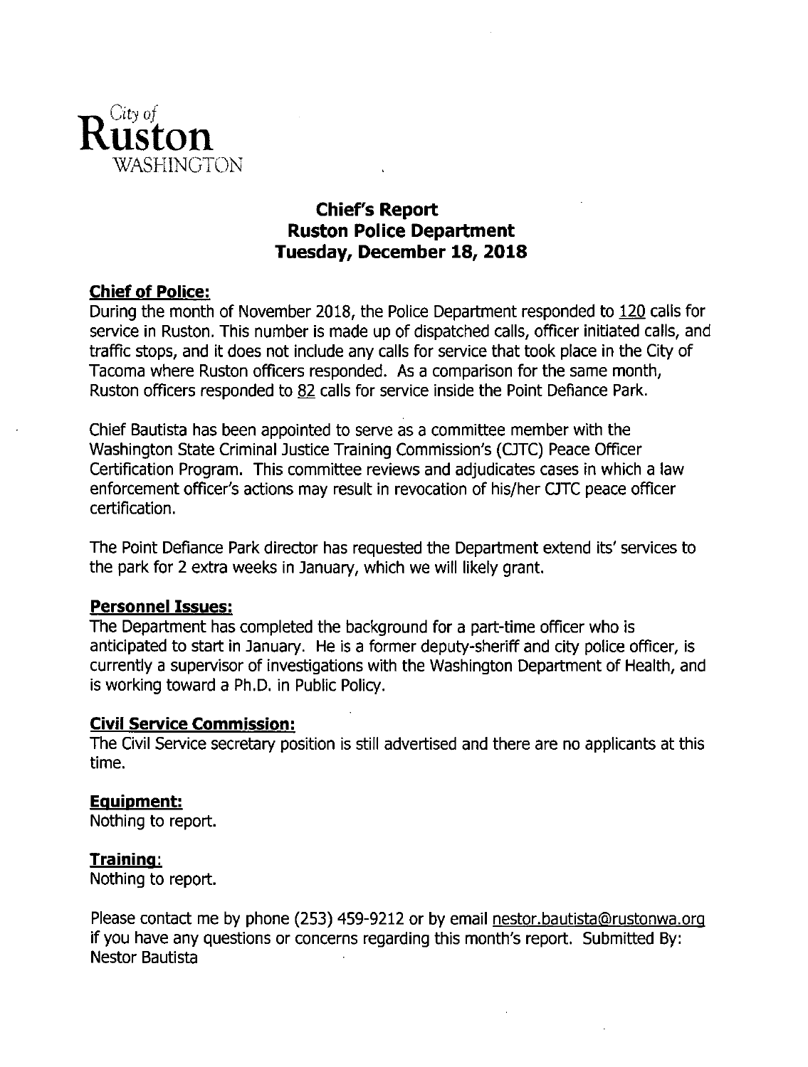City of
**Ruston**
WASHINGTON

# Chief's Report
# Ruston Police Department
# Tuesday, December 18, 2018

## Chief of Police:

During the month of November 2018, the Police Department responded to 120 calls for service in Ruston. This number is made up of dispatched calls, officer initiated calls, and traffic stops, and it does not include any calls for service that took place in the City of Tacoma where Ruston officers responded. As a comparison for the same month, Ruston officers responded to 82 calls for service inside the Point Defiance Park.

Chief Bautista has been appointed to serve as a committee member with the Washington State Criminal Justice Training Commission's (CJTC) Peace Officer Certification Program. This committee reviews and adjudicates cases in which a law enforcement officer's actions may result in revocation of his/her CJTC peace officer certification.

The Point Defiance Park director has requested the Department extend its' services to the park for 2 extra weeks in January, which we will likely grant.

## Personnel Issues:

The Department has completed the background for a part-time officer who is anticipated to start in January. He is a former deputy-sheriff and city police officer, is currently a supervisor of investigations with the Washington Department of Health, and is working toward a Ph.D. in Public Policy.

## Civil Service Commission:

The Civil Service secretary position is still advertised and there are no applicants at this time.

## Equipment:

Nothing to report.

## Training:

Nothing to report.

Please contact me by phone (253) 459-9212 or by email nestor.bautista@rustonwa.org if you have any questions or concerns regarding this month's report. Submitted By: Nestor Bautista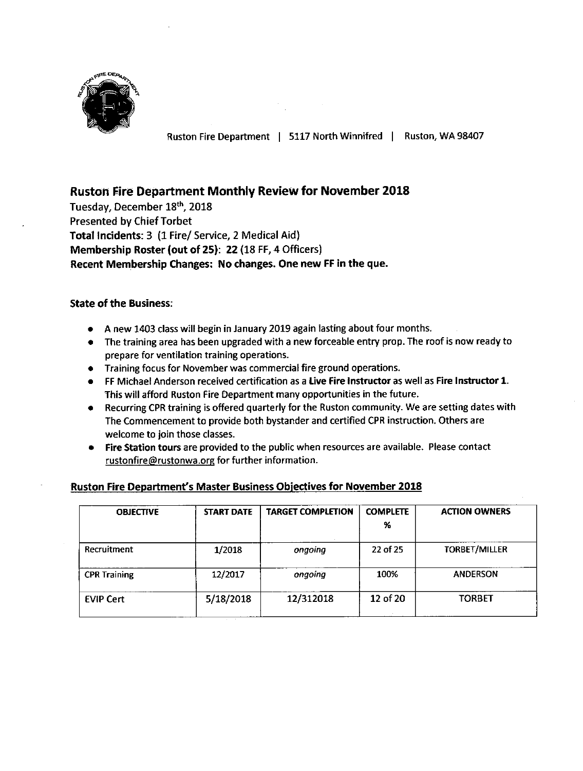Ruston Fire Department | 5117 North Winnifred | Ruston, WA 98407

## Ruston Fire Department Monthly Review for November 2018

Tuesday, December 18th, 2018
Presented by Chief Torbet
**Total Incidents**: 3 (1 Fire/ Service, 2 Medical Aid)
**Membership Roster (out of 25)**: **22** (18 FF, 4 Officers)
**Recent Membership Changes: No changes. One new FF in the que.**

### State of the Business:

- A new 1403 class will begin in January 2019 again lasting about four months.
- The training area has been upgraded with a new forceable entry prop. The roof is now ready to prepare for ventilation training operations.
- Training focus for November was commercial fire ground operations.
- FF Michael Anderson received certification as a **Live Fire Instructor** as well as **Fire Instructor 1**. This will afford Ruston Fire Department many opportunities in the future.
- Recurring CPR training is offered quarterly for the Ruston community. We are setting dates with The Commencement to provide both bystander and certified CPR instruction. Others are welcome to join those classes.
- **Fire Station tours** are provided to the public when resources are available. Please contact rustonfire@rustonwa.org for further information.

### Ruston Fire Department's Master Business Objectives for November 2018

| OBJECTIVE | START DATE | TARGET COMPLETION | COMPLETE % | ACTION OWNERS |
|---|---|---|---|---|
| Recruitment | 1/2018 | *ongoing* | 22 of 25 | TORBET/MILLER |
| CPR Training | 12/2017 | *ongoing* | 100% | ANDERSON |
| EVIP Cert | 5/18/2018 | 12/312018 | 12 of 20 | TORBET |